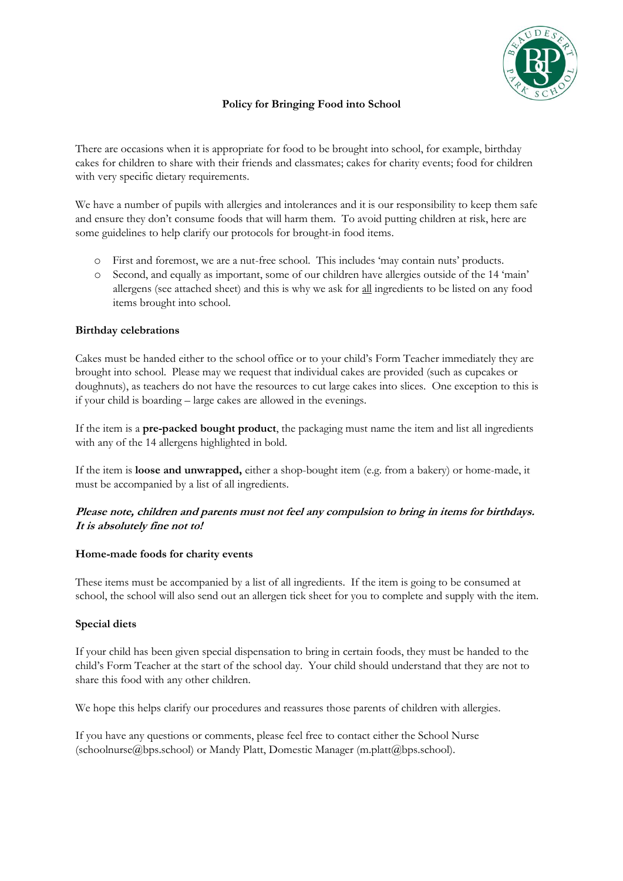# Policy for Bringing Food into School

There are occasions when it is appropriate for food to be brought into school, for example, birthday cakes for children to share with their friends and classmates; cakes for charity events; food for children with very specific dietary requirements.

We have a number of pupils with allergies and intolerances and it is our responsibility to keep them safe and ensure they don't consume foods that will harm them. To avoid putting children at risk, here are some guidelines to help clarify our protocols for brought-in food items.

- First and foremost, we are a nut-free school. This includes 'may contain nuts' products.
- Second, and equally as important, some of our children have allergies outside of the 14 'main' allergens (see attached sheet) and this is why we ask for <u>all</u> ingredients to be listed on any food items brought into school.

## Birthday celebrations

Cakes must be handed either to the school office or to your child's Form Teacher immediately they are brought into school. Please may we request that individual cakes are provided (such as cupcakes or doughnuts), as teachers do not have the resources to cut large cakes into slices. One exception to this is if your child is boarding – large cakes are allowed in the evenings.

If the item is a **pre-packed bought product**, the packaging must name the item and list all ingredients with any of the 14 allergens highlighted in bold.

If the item is **loose and unwrapped,** either a shop-bought item (e.g. from a bakery) or home-made, it must be accompanied by a list of all ingredients.

***Please note, children and parents must not feel any compulsion to bring in items for birthdays. It is absolutely fine not to!***

## Home-made foods for charity events

These items must be accompanied by a list of all ingredients. If the item is going to be consumed at school, the school will also send out an allergen tick sheet for you to complete and supply with the item.

## Special diets

If your child has been given special dispensation to bring in certain foods, they must be handed to the child's Form Teacher at the start of the school day. Your child should understand that they are not to share this food with any other children.

We hope this helps clarify our procedures and reassures those parents of children with allergies.

If you have any questions or comments, please feel free to contact either the School Nurse (schoolnurse@bps.school) or Mandy Platt, Domestic Manager (m.platt@bps.school).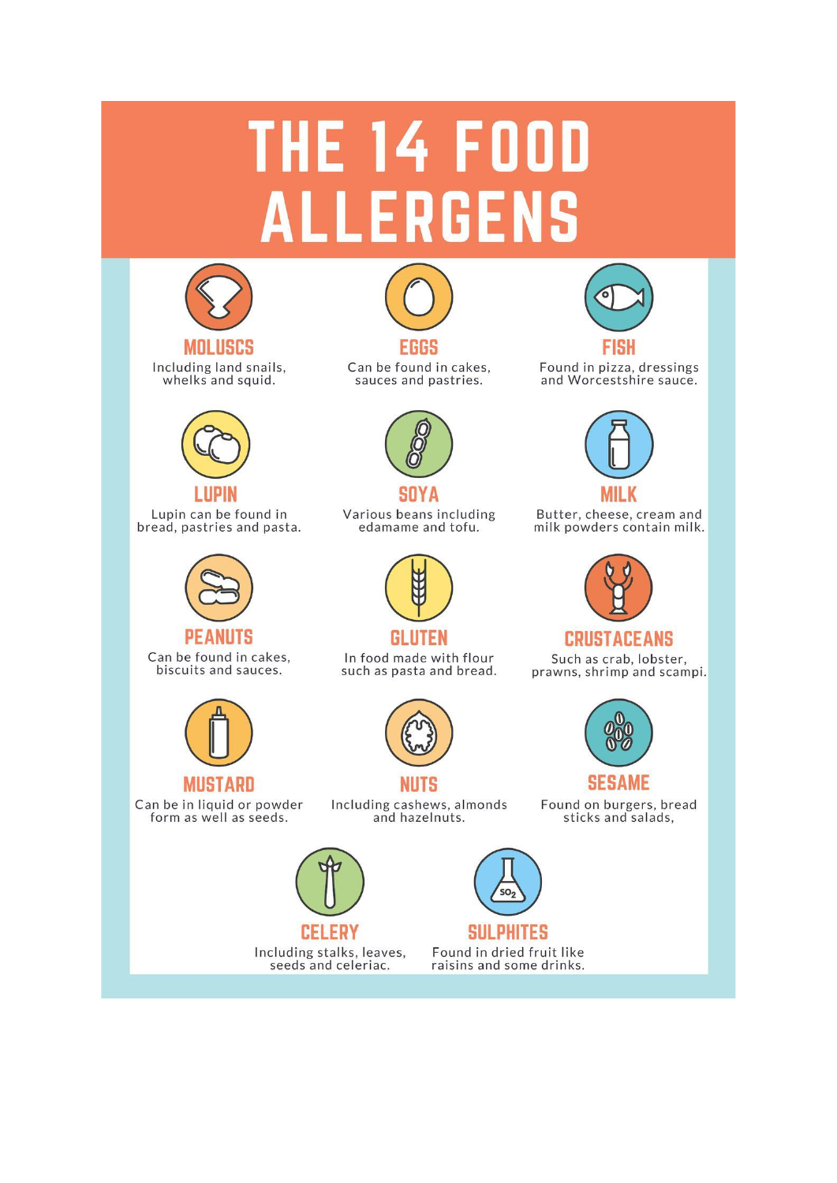# THE 14 FOOD ALLERGENS

### MOLUSCS
Including land snails, whelks and squid.

### EGGS
Can be found in cakes, sauces and pastries.

### FISH
Found in pizza, dressings and Worcestshire sauce.

### LUPIN
Lupin can be found in bread, pastries and pasta.

### SOYA
Various beans including edamame and tofu.

### MILK
Butter, cheese, cream and milk powders contain milk.

### PEANUTS
Can be found in cakes, biscuits and sauces.

### GLUTEN
In food made with flour such as pasta and bread.

### CRUSTACEANS
Such as crab, lobster, prawns, shrimp and scampi.

### MUSTARD
Can be in liquid or powder form as well as seeds.

### NUTS
Including cashews, almonds and hazelnuts.

### SESAME
Found on burgers, bread sticks and salads,

### CELERY
Including stalks, leaves, seeds and celeriac.

### SULPHITES
Found in dried fruit like raisins and some drinks.